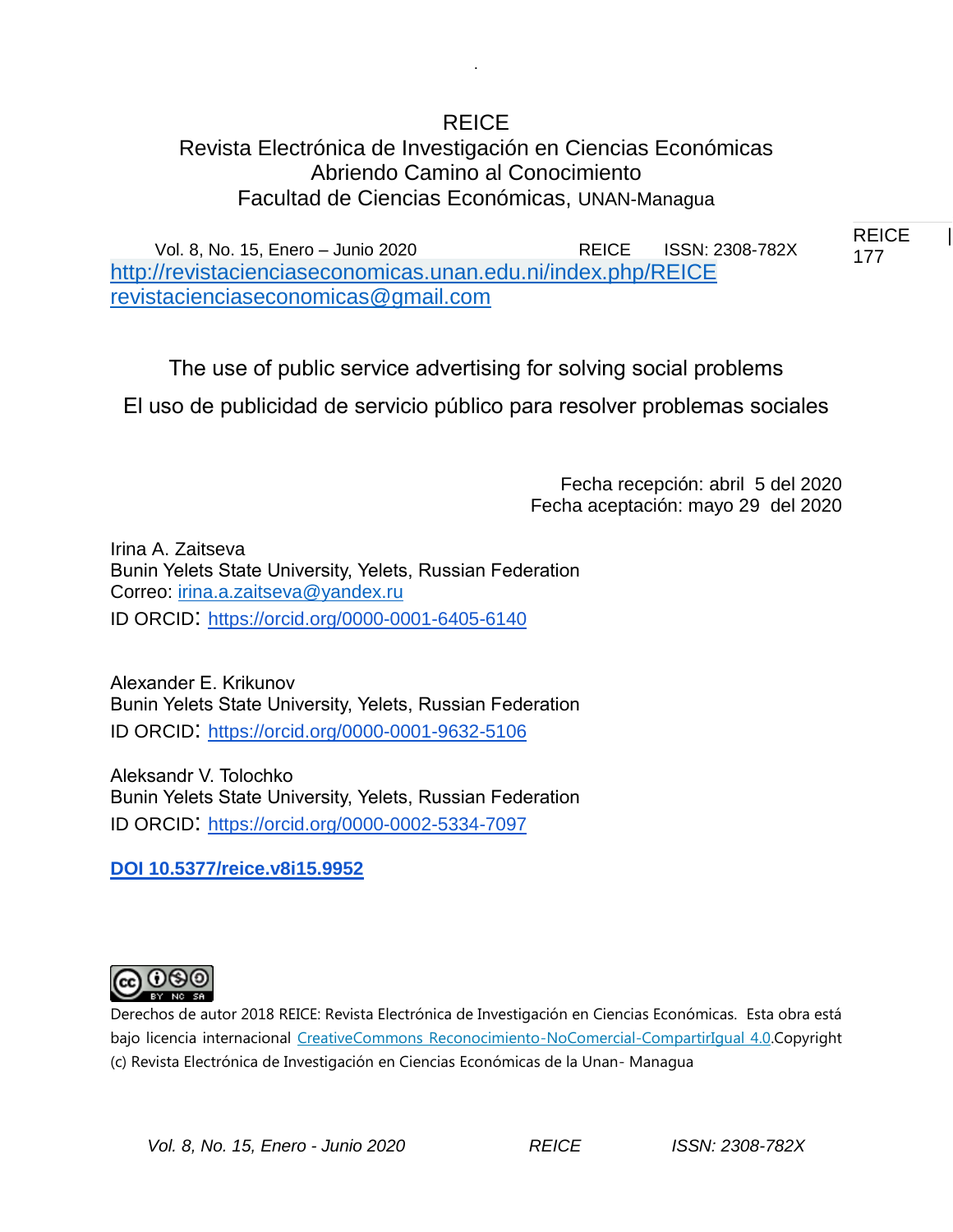REICE

Revista Electrónica de Investigación en Ciencias Económicas

Abriendo Camino al Conocimiento

Facultad de Ciencias Económicas, UNAN-Managua

http://revistacienciaseconomicas.unan.edu.ni/index.php/REICE

revistacienciaseconomicas@gmail.com

# The use of public service advertising for solving social problems

# El uso de publicidad de servicio público para resolver problemas sociales

Fecha recepción: abril 5 del 2020

Fecha aceptación: mayo 29 del 2020

Irina A. Zaitseva

Bunin Yelets State University, Yelets, Russian Federation

Correo: irina.a.zaitseva@yandex.ru

ID ORCID: https://orcid.org/0000-0001-6405-6140

Alexander E. Krikunov

Bunin Yelets State University, Yelets, Russian Federation

ID ORCID: https://orcid.org/0000-0001-9632-5106

Aleksandr V. Tolochko

Bunin Yelets State University, Yelets, Russian Federation

ID ORCID: https://orcid.org/0000-0002-5334-7097

**DOI 10.5377/reice.v8i15.9952**

Derechos de autor 2018 REICE: Revista Electrónica de Investigación en Ciencias Económicas. Esta obra está bajo licencia internacional CreativeCommons Reconocimiento-NoComercial-CompartirIgual 4.0.Copyright (c) Revista Electrónica de Investigación en Ciencias Económicas de la Unan- Managua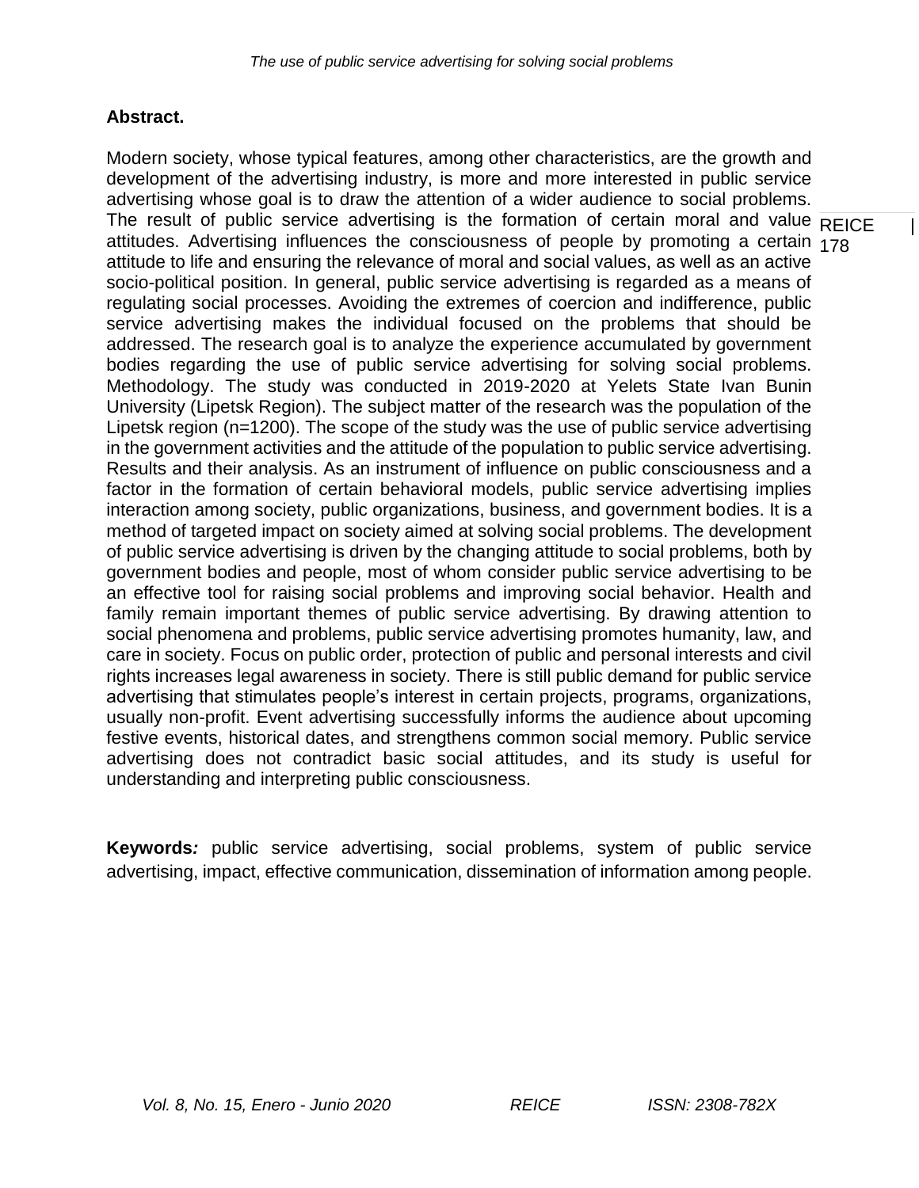## Abstract.

Modern society, whose typical features, among other characteristics, are the growth and development of the advertising industry, is more and more interested in public service advertising whose goal is to draw the attention of a wider audience to social problems. The result of public service advertising is the formation of certain moral and value attitudes. Advertising influences the consciousness of people by promoting a certain attitude to life and ensuring the relevance of moral and social values, as well as an active socio-political position. In general, public service advertising is regarded as a means of regulating social processes. Avoiding the extremes of coercion and indifference, public service advertising makes the individual focused on the problems that should be addressed. The research goal is to analyze the experience accumulated by government bodies regarding the use of public service advertising for solving social problems. Methodology. The study was conducted in 2019-2020 at Yelets State Ivan Bunin University (Lipetsk Region). The subject matter of the research was the population of the Lipetsk region (n=1200). The scope of the study was the use of public service advertising in the government activities and the attitude of the population to public service advertising. Results and their analysis. As an instrument of influence on public consciousness and a factor in the formation of certain behavioral models, public service advertising implies interaction among society, public organizations, business, and government bodies. It is a method of targeted impact on society aimed at solving social problems. The development of public service advertising is driven by the changing attitude to social problems, both by government bodies and people, most of whom consider public service advertising to be an effective tool for raising social problems and improving social behavior. Health and family remain important themes of public service advertising. By drawing attention to social phenomena and problems, public service advertising promotes humanity, law, and care in society. Focus on public order, protection of public and personal interests and civil rights increases legal awareness in society. There is still public demand for public service advertising that stimulates people's interest in certain projects, programs, organizations, usually non-profit. Event advertising successfully informs the audience about upcoming festive events, historical dates, and strengthens common social memory. Public service advertising does not contradict basic social attitudes, and its study is useful for understanding and interpreting public consciousness.

**Keywords***:* public service advertising, social problems, system of public service advertising, impact, effective communication, dissemination of information among people.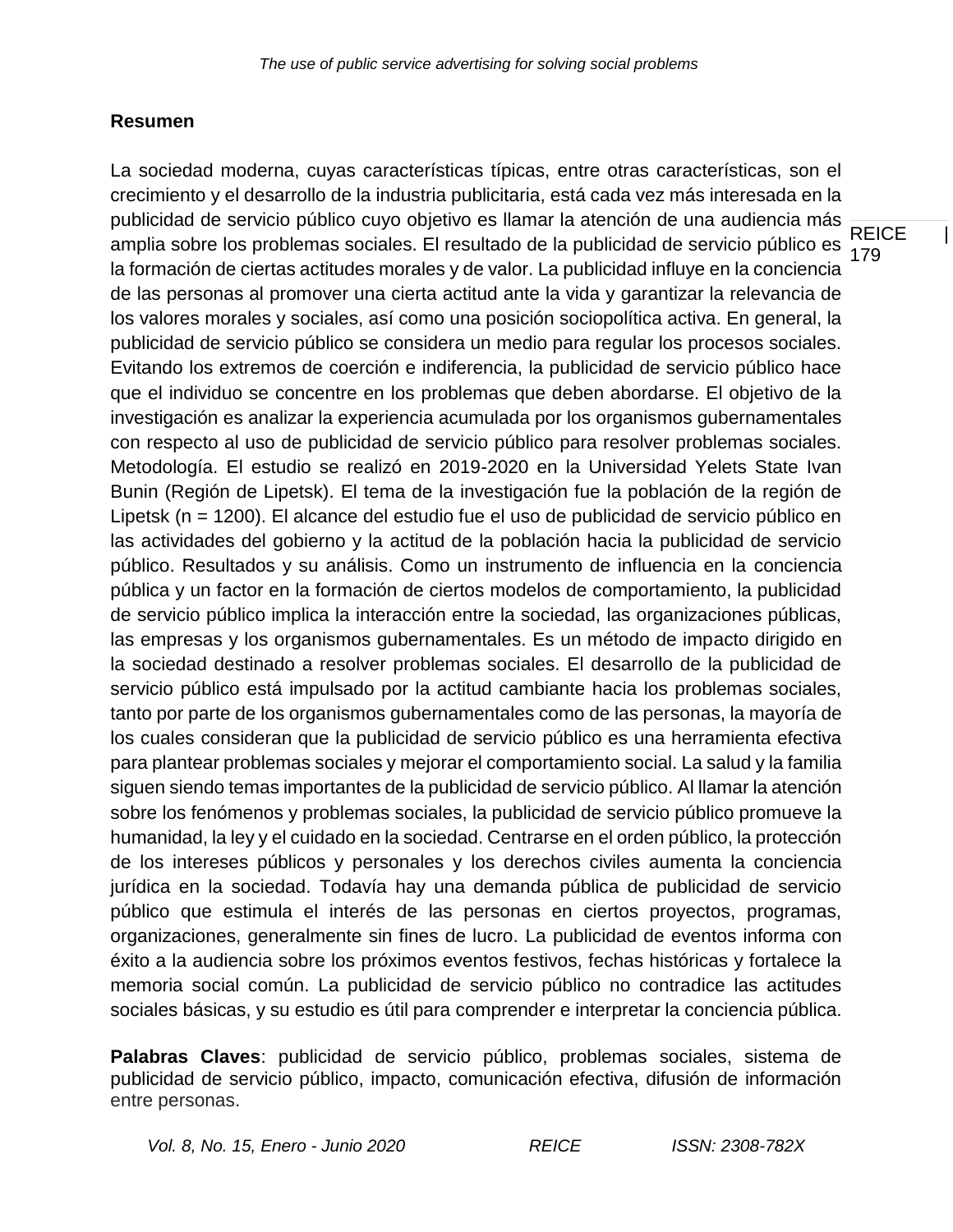## Resumen

La sociedad moderna, cuyas características típicas, entre otras características, son el crecimiento y el desarrollo de la industria publicitaria, está cada vez más interesada en la publicidad de servicio público cuyo objetivo es llamar la atención de una audiencia más amplia sobre los problemas sociales. El resultado de la publicidad de servicio público es la formación de ciertas actitudes morales y de valor. La publicidad influye en la conciencia de las personas al promover una cierta actitud ante la vida y garantizar la relevancia de los valores morales y sociales, así como una posición sociopolítica activa. En general, la publicidad de servicio público se considera un medio para regular los procesos sociales. Evitando los extremos de coerción e indiferencia, la publicidad de servicio público hace que el individuo se concentre en los problemas que deben abordarse. El objetivo de la investigación es analizar la experiencia acumulada por los organismos gubernamentales con respecto al uso de publicidad de servicio público para resolver problemas sociales. Metodología. El estudio se realizó en 2019-2020 en la Universidad Yelets State Ivan Bunin (Región de Lipetsk). El tema de la investigación fue la población de la región de Lipetsk (n = 1200). El alcance del estudio fue el uso de publicidad de servicio público en las actividades del gobierno y la actitud de la población hacia la publicidad de servicio público. Resultados y su análisis. Como un instrumento de influencia en la conciencia pública y un factor en la formación de ciertos modelos de comportamiento, la publicidad de servicio público implica la interacción entre la sociedad, las organizaciones públicas, las empresas y los organismos gubernamentales. Es un método de impacto dirigido en la sociedad destinado a resolver problemas sociales. El desarrollo de la publicidad de servicio público está impulsado por la actitud cambiante hacia los problemas sociales, tanto por parte de los organismos gubernamentales como de las personas, la mayoría de los cuales consideran que la publicidad de servicio público es una herramienta efectiva para plantear problemas sociales y mejorar el comportamiento social. La salud y la familia siguen siendo temas importantes de la publicidad de servicio público. Al llamar la atención sobre los fenómenos y problemas sociales, la publicidad de servicio público promueve la humanidad, la ley y el cuidado en la sociedad. Centrarse en el orden público, la protección de los intereses públicos y personales y los derechos civiles aumenta la conciencia jurídica en la sociedad. Todavía hay una demanda pública de publicidad de servicio público que estimula el interés de las personas en ciertos proyectos, programas, organizaciones, generalmente sin fines de lucro. La publicidad de eventos informa con éxito a la audiencia sobre los próximos eventos festivos, fechas históricas y fortalece la memoria social común. La publicidad de servicio público no contradice las actitudes sociales básicas, y su estudio es útil para comprender e interpretar la conciencia pública.

**Palabras Claves**: publicidad de servicio público, problemas sociales, sistema de publicidad de servicio público, impacto, comunicación efectiva, difusión de información entre personas.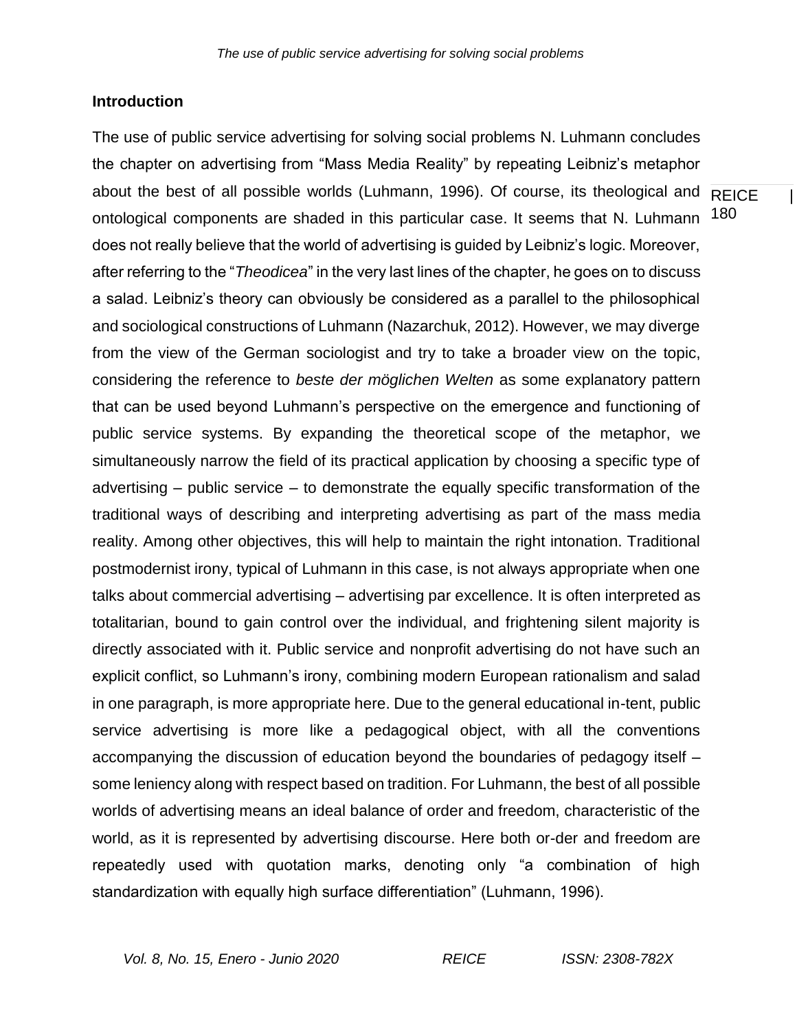## Introduction

The use of public service advertising for solving social problems N. Luhmann concludes the chapter on advertising from "Mass Media Reality" by repeating Leibniz's metaphor about the best of all possible worlds (Luhmann, 1996). Of course, its theological and ontological components are shaded in this particular case. It seems that N. Luhmann does not really believe that the world of advertising is guided by Leibniz's logic. Moreover, after referring to the "*Theodicea*" in the very last lines of the chapter, he goes on to discuss a salad. Leibniz's theory can obviously be considered as a parallel to the philosophical and sociological constructions of Luhmann (Nazarchuk, 2012). However, we may diverge from the view of the German sociologist and try to take a broader view on the topic, considering the reference to *beste der möglichen Welten* as some explanatory pattern that can be used beyond Luhmann's perspective on the emergence and functioning of public service systems. By expanding the theoretical scope of the metaphor, we simultaneously narrow the field of its practical application by choosing a specific type of advertising – public service – to demonstrate the equally specific transformation of the traditional ways of describing and interpreting advertising as part of the mass media reality. Among other objectives, this will help to maintain the right intonation. Traditional postmodernist irony, typical of Luhmann in this case, is not always appropriate when one talks about commercial advertising – advertising par excellence. It is often interpreted as totalitarian, bound to gain control over the individual, and frightening silent majority is directly associated with it. Public service and nonprofit advertising do not have such an explicit conflict, so Luhmann's irony, combining modern European rationalism and salad in one paragraph, is more appropriate here. Due to the general educational in-tent, public service advertising is more like a pedagogical object, with all the conventions accompanying the discussion of education beyond the boundaries of pedagogy itself – some leniency along with respect based on tradition. For Luhmann, the best of all possible worlds of advertising means an ideal balance of order and freedom, characteristic of the world, as it is represented by advertising discourse. Here both or-der and freedom are repeatedly used with quotation marks, denoting only "a combination of high standardization with equally high surface differentiation" (Luhmann, 1996).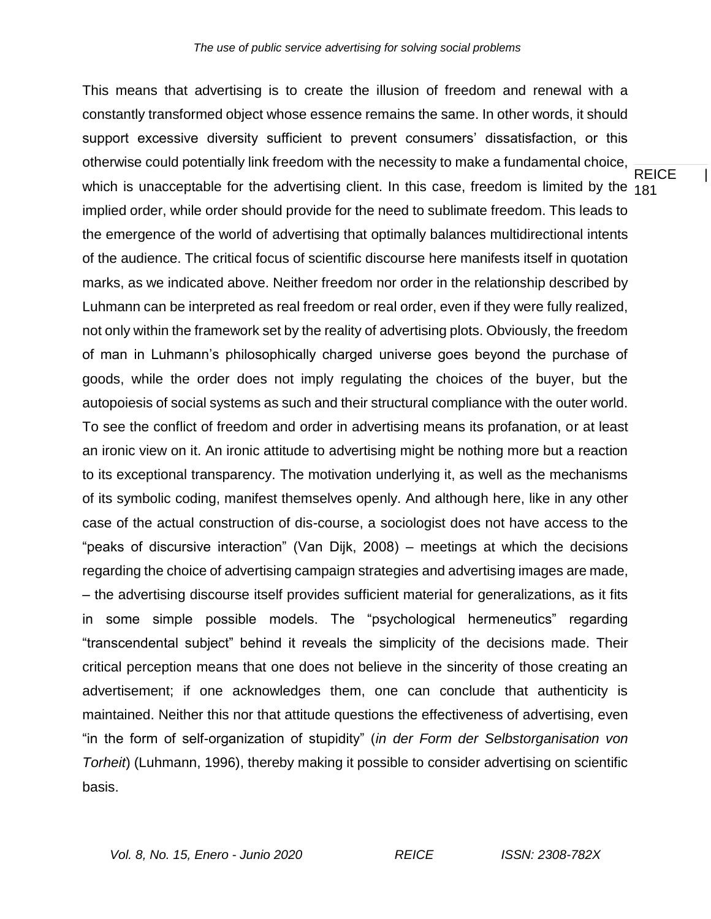This means that advertising is to create the illusion of freedom and renewal with a constantly transformed object whose essence remains the same. In other words, it should support excessive diversity sufficient to prevent consumers' dissatisfaction, or this otherwise could potentially link freedom with the necessity to make a fundamental choice, which is unacceptable for the advertising client. In this case, freedom is limited by the implied order, while order should provide for the need to sublimate freedom. This leads to the emergence of the world of advertising that optimally balances multidirectional intents of the audience. The critical focus of scientific discourse here manifests itself in quotation marks, as we indicated above. Neither freedom nor order in the relationship described by Luhmann can be interpreted as real freedom or real order, even if they were fully realized, not only within the framework set by the reality of advertising plots. Obviously, the freedom of man in Luhmann's philosophically charged universe goes beyond the purchase of goods, while the order does not imply regulating the choices of the buyer, but the autopoiesis of social systems as such and their structural compliance with the outer world. To see the conflict of freedom and order in advertising means its profanation, or at least an ironic view on it. An ironic attitude to advertising might be nothing more but a reaction to its exceptional transparency. The motivation underlying it, as well as the mechanisms of its symbolic coding, manifest themselves openly. And although here, like in any other case of the actual construction of dis-course, a sociologist does not have access to the "peaks of discursive interaction" (Van Dijk, 2008) – meetings at which the decisions regarding the choice of advertising campaign strategies and advertising images are made, – the advertising discourse itself provides sufficient material for generalizations, as it fits in some simple possible models. The "psychological hermeneutics" regarding "transcendental subject" behind it reveals the simplicity of the decisions made. Their critical perception means that one does not believe in the sincerity of those creating an advertisement; if one acknowledges them, one can conclude that authenticity is maintained. Neither this nor that attitude questions the effectiveness of advertising, even "in the form of self-organization of stupidity" (*in der Form der Selbstorganisation von Torheit*) (Luhmann, 1996), thereby making it possible to consider advertising on scientific basis.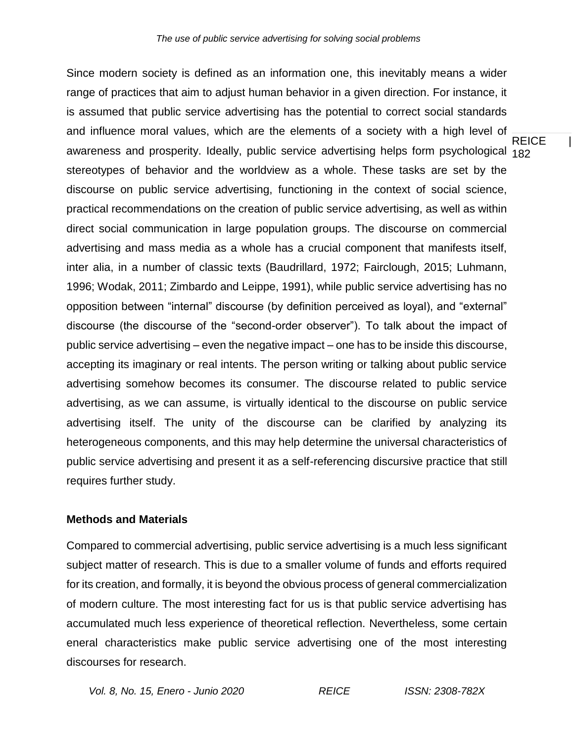Since modern society is defined as an information one, this inevitably means a wider range of practices that aim to adjust human behavior in a given direction. For instance, it is assumed that public service advertising has the potential to correct social standards and influence moral values, which are the elements of a society with a high level of awareness and prosperity. Ideally, public service advertising helps form psychological stereotypes of behavior and the worldview as a whole. These tasks are set by the discourse on public service advertising, functioning in the context of social science, practical recommendations on the creation of public service advertising, as well as within direct social communication in large population groups. The discourse on commercial advertising and mass media as a whole has a crucial component that manifests itself, inter alia, in a number of classic texts (Baudrillard, 1972; Fairclough, 2015; Luhmann, 1996; Wodak, 2011; Zimbardo and Leippe, 1991), while public service advertising has no opposition between "internal" discourse (by definition perceived as loyal), and "external" discourse (the discourse of the "second-order observer"). To talk about the impact of public service advertising – even the negative impact – one has to be inside this discourse, accepting its imaginary or real intents. The person writing or talking about public service advertising somehow becomes its consumer. The discourse related to public service advertising, as we can assume, is virtually identical to the discourse on public service advertising itself. The unity of the discourse can be clarified by analyzing its heterogeneous components, and this may help determine the universal characteristics of public service advertising and present it as a self-referencing discursive practice that still requires further study.

## Methods and Materials

Compared to commercial advertising, public service advertising is a much less significant subject matter of research. This is due to a smaller volume of funds and efforts required for its creation, and formally, it is beyond the obvious process of general commercialization of modern culture. The most interesting fact for us is that public service advertising has accumulated much less experience of theoretical reflection. Nevertheless, some certain eneral characteristics make public service advertising one of the most interesting discourses for research.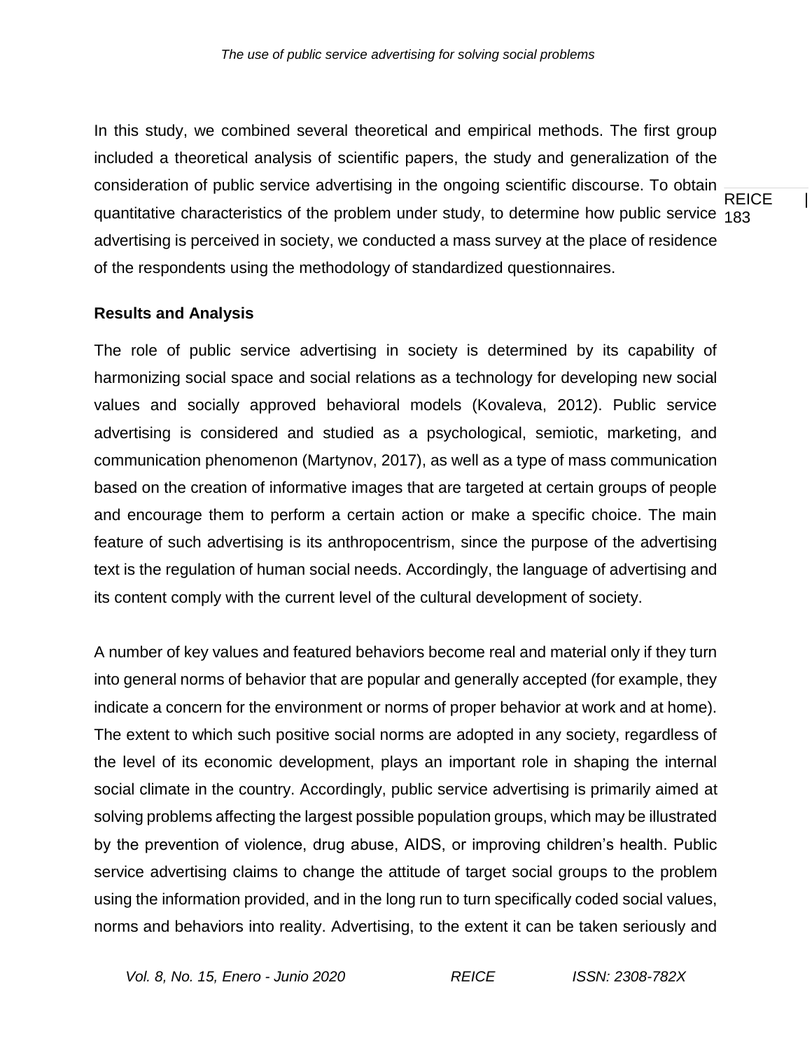In this study, we combined several theoretical and empirical methods. The first group included a theoretical analysis of scientific papers, the study and generalization of the consideration of public service advertising in the ongoing scientific discourse. To obtain quantitative characteristics of the problem under study, to determine how public service advertising is perceived in society, we conducted a mass survey at the place of residence of the respondents using the methodology of standardized questionnaires.

## Results and Analysis

The role of public service advertising in society is determined by its capability of harmonizing social space and social relations as a technology for developing new social values and socially approved behavioral models (Kovaleva, 2012). Public service advertising is considered and studied as a psychological, semiotic, marketing, and communication phenomenon (Martynov, 2017), as well as a type of mass communication based on the creation of informative images that are targeted at certain groups of people and encourage them to perform a certain action or make a specific choice. The main feature of such advertising is its anthropocentrism, since the purpose of the advertising text is the regulation of human social needs. Accordingly, the language of advertising and its content comply with the current level of the cultural development of society.

A number of key values and featured behaviors become real and material only if they turn into general norms of behavior that are popular and generally accepted (for example, they indicate a concern for the environment or norms of proper behavior at work and at home). The extent to which such positive social norms are adopted in any society, regardless of the level of its economic development, plays an important role in shaping the internal social climate in the country. Accordingly, public service advertising is primarily aimed at solving problems affecting the largest possible population groups, which may be illustrated by the prevention of violence, drug abuse, AIDS, or improving children's health. Public service advertising claims to change the attitude of target social groups to the problem using the information provided, and in the long run to turn specifically coded social values, norms and behaviors into reality. Advertising, to the extent it can be taken seriously and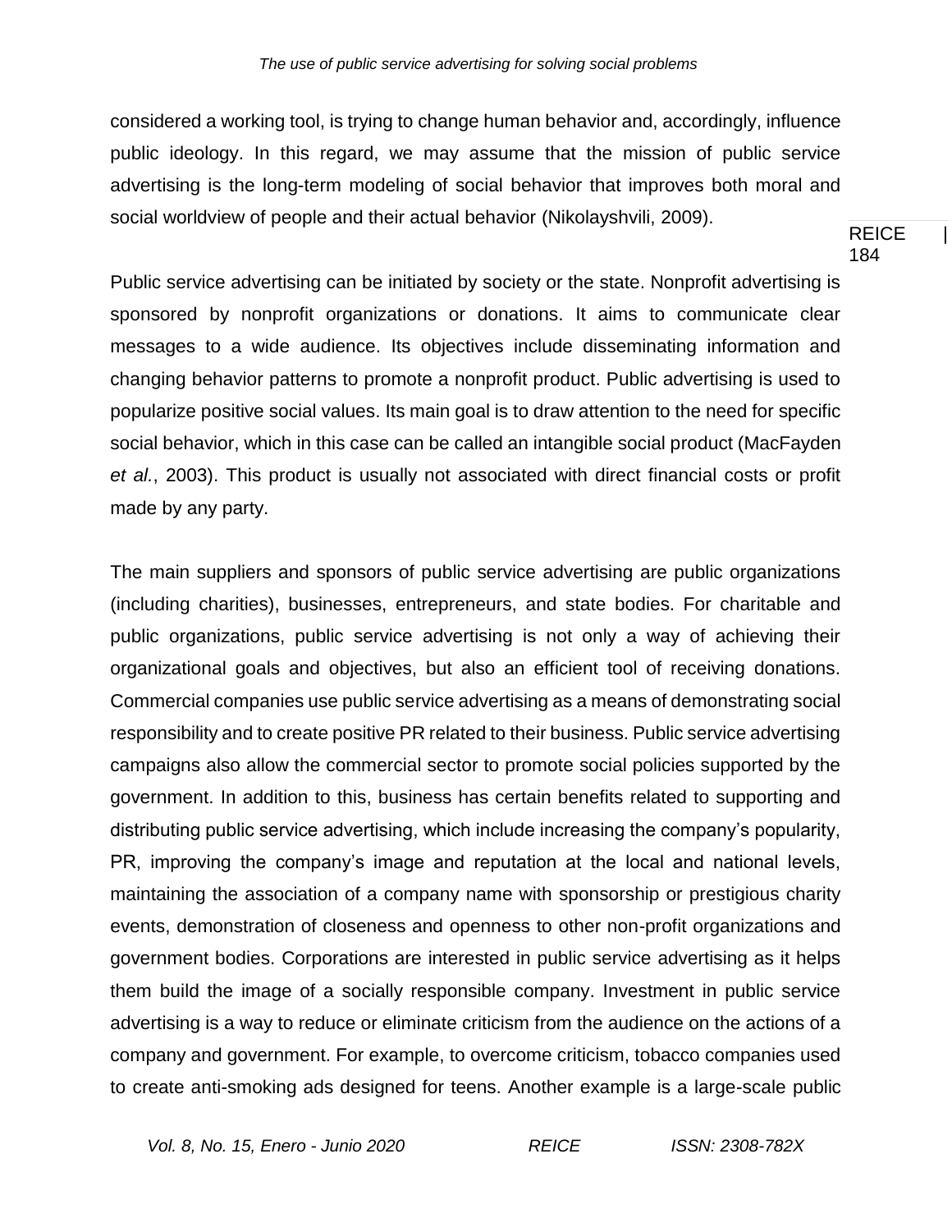considered a working tool, is trying to change human behavior and, accordingly, influence public ideology. In this regard, we may assume that the mission of public service advertising is the long-term modeling of social behavior that improves both moral and social worldview of people and their actual behavior (Nikolayshvili, 2009).

Public service advertising can be initiated by society or the state. Nonprofit advertising is sponsored by nonprofit organizations or donations. It aims to communicate clear messages to a wide audience. Its objectives include disseminating information and changing behavior patterns to promote a nonprofit product. Public advertising is used to popularize positive social values. Its main goal is to draw attention to the need for specific social behavior, which in this case can be called an intangible social product (MacFayden *et al.*, 2003). This product is usually not associated with direct financial costs or profit made by any party.

The main suppliers and sponsors of public service advertising are public organizations (including charities), businesses, entrepreneurs, and state bodies. For charitable and public organizations, public service advertising is not only a way of achieving their organizational goals and objectives, but also an efficient tool of receiving donations. Commercial companies use public service advertising as a means of demonstrating social responsibility and to create positive PR related to their business. Public service advertising campaigns also allow the commercial sector to promote social policies supported by the government. In addition to this, business has certain benefits related to supporting and distributing public service advertising, which include increasing the company's popularity, PR, improving the company's image and reputation at the local and national levels, maintaining the association of a company name with sponsorship or prestigious charity events, demonstration of closeness and openness to other non-profit organizations and government bodies. Corporations are interested in public service advertising as it helps them build the image of a socially responsible company. Investment in public service advertising is a way to reduce or eliminate criticism from the audience on the actions of a company and government. For example, to overcome criticism, tobacco companies used to create anti-smoking ads designed for teens. Another example is a large-scale public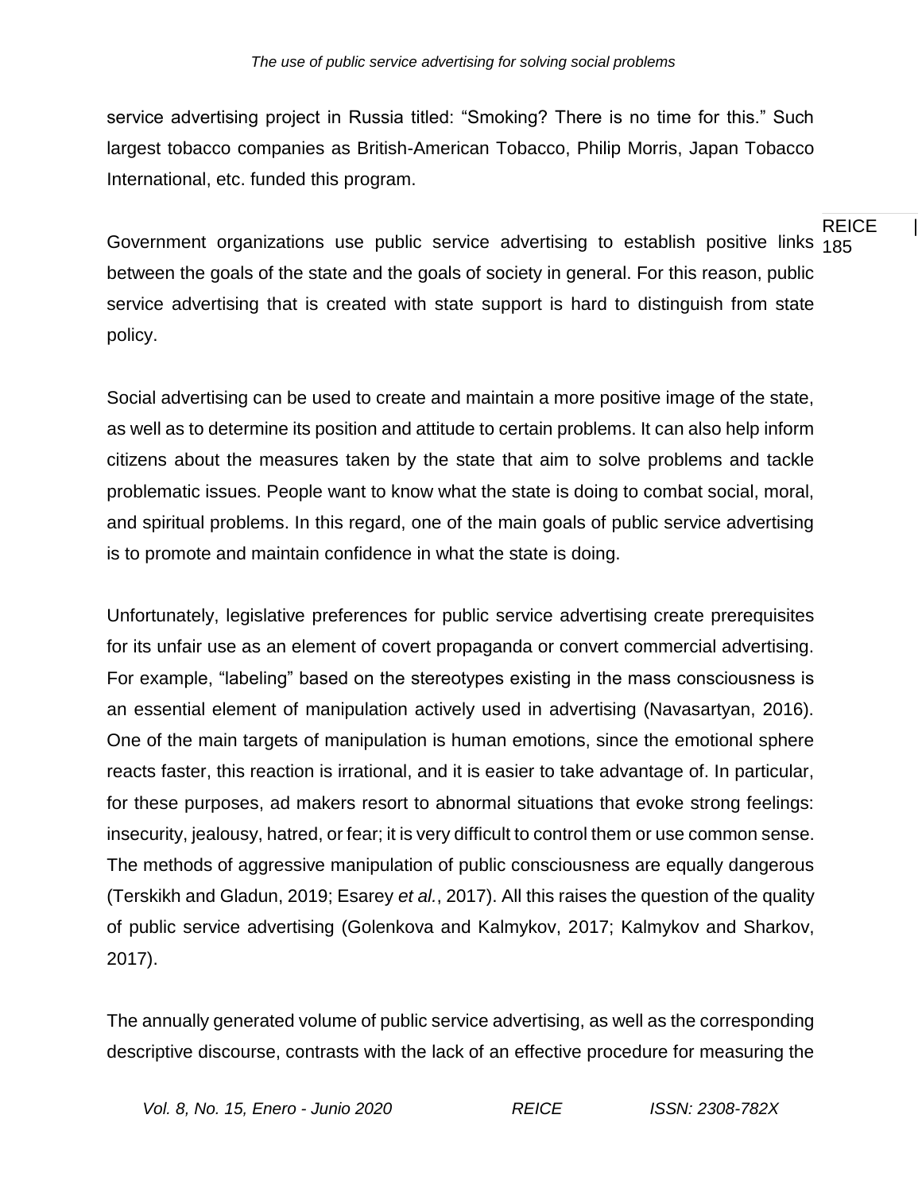service advertising project in Russia titled: “Smoking? There is no time for this.” Such largest tobacco companies as British-American Tobacco, Philip Morris, Japan Tobacco International, etc. funded this program.

Government organizations use public service advertising to establish positive links between the goals of the state and the goals of society in general. For this reason, public service advertising that is created with state support is hard to distinguish from state policy.

Social advertising can be used to create and maintain a more positive image of the state, as well as to determine its position and attitude to certain problems. It can also help inform citizens about the measures taken by the state that aim to solve problems and tackle problematic issues. People want to know what the state is doing to combat social, moral, and spiritual problems. In this regard, one of the main goals of public service advertising is to promote and maintain confidence in what the state is doing.

Unfortunately, legislative preferences for public service advertising create prerequisites for its unfair use as an element of covert propaganda or convert commercial advertising. For example, “labeling” based on the stereotypes existing in the mass consciousness is an essential element of manipulation actively used in advertising (Navasartyan, 2016). One of the main targets of manipulation is human emotions, since the emotional sphere reacts faster, this reaction is irrational, and it is easier to take advantage of. In particular, for these purposes, ad makers resort to abnormal situations that evoke strong feelings: insecurity, jealousy, hatred, or fear; it is very difficult to control them or use common sense. The methods of aggressive manipulation of public consciousness are equally dangerous (Terskikh and Gladun, 2019; Esarey *et al.*, 2017). All this raises the question of the quality of public service advertising (Golenkova and Kalmykov, 2017; Kalmykov and Sharkov, 2017).

The annually generated volume of public service advertising, as well as the corresponding descriptive discourse, contrasts with the lack of an effective procedure for measuring the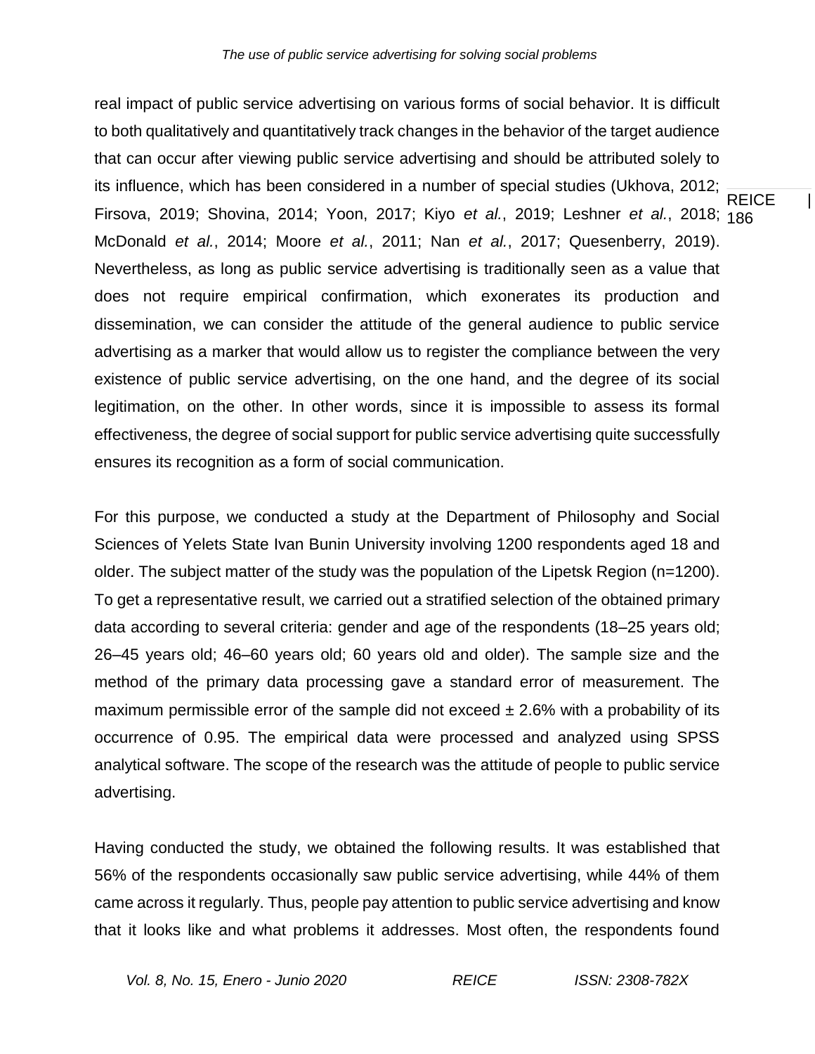real impact of public service advertising on various forms of social behavior. It is difficult to both qualitatively and quantitatively track changes in the behavior of the target audience that can occur after viewing public service advertising and should be attributed solely to its influence, which has been considered in a number of special studies (Ukhova, 2012; Firsova, 2019; Shovina, 2014; Yoon, 2017; Kiyo *et al.*, 2019; Leshner *et al.*, 2018; McDonald *et al.*, 2014; Moore *et al.*, 2011; Nan *et al.*, 2017; Quesenberry, 2019). Nevertheless, as long as public service advertising is traditionally seen as a value that does not require empirical confirmation, which exonerates its production and dissemination, we can consider the attitude of the general audience to public service advertising as a marker that would allow us to register the compliance between the very existence of public service advertising, on the one hand, and the degree of its social legitimation, on the other. In other words, since it is impossible to assess its formal effectiveness, the degree of social support for public service advertising quite successfully ensures its recognition as a form of social communication.

For this purpose, we conducted a study at the Department of Philosophy and Social Sciences of Yelets State Ivan Bunin University involving 1200 respondents aged 18 and older. The subject matter of the study was the population of the Lipetsk Region (n=1200). To get a representative result, we carried out a stratified selection of the obtained primary data according to several criteria: gender and age of the respondents (18–25 years old; 26–45 years old; 46–60 years old; 60 years old and older). The sample size and the method of the primary data processing gave a standard error of measurement. The maximum permissible error of the sample did not exceed ± 2.6% with a probability of its occurrence of 0.95. The empirical data were processed and analyzed using SPSS analytical software. The scope of the research was the attitude of people to public service advertising.

Having conducted the study, we obtained the following results. It was established that 56% of the respondents occasionally saw public service advertising, while 44% of them came across it regularly. Thus, people pay attention to public service advertising and know that it looks like and what problems it addresses. Most often, the respondents found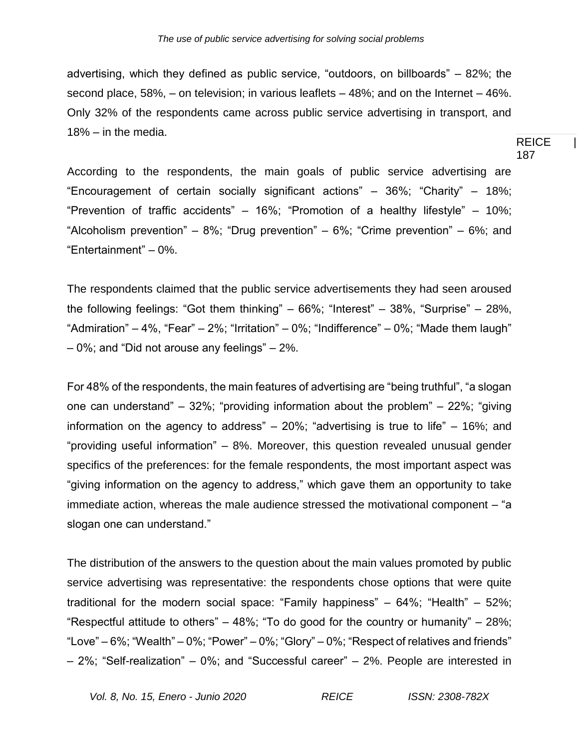advertising, which they defined as public service, “outdoors, on billboards” – 82%; the second place, 58%, – on television; in various leaflets – 48%; and on the Internet – 46%. Only 32% of the respondents came across public service advertising in transport, and 18% – in the media.

According to the respondents, the main goals of public service advertising are “Encouragement of certain socially significant actions” – 36%; “Charity” – 18%; “Prevention of traffic accidents” – 16%; “Promotion of a healthy lifestyle” – 10%; “Alcoholism prevention” – 8%; “Drug prevention” – 6%; “Crime prevention” – 6%; and “Entertainment” – 0%.

The respondents claimed that the public service advertisements they had seen aroused the following feelings: “Got them thinking” – 66%; “Interest” – 38%, “Surprise” – 28%, “Admiration” – 4%, “Fear” – 2%; “Irritation” – 0%; “Indifference” – 0%; “Made them laugh” – 0%; and “Did not arouse any feelings” – 2%.

For 48% of the respondents, the main features of advertising are “being truthful”, “a slogan one can understand” – 32%; “providing information about the problem” – 22%; “giving information on the agency to address” – 20%; “advertising is true to life” – 16%; and “providing useful information” – 8%. Moreover, this question revealed unusual gender specifics of the preferences: for the female respondents, the most important aspect was “giving information on the agency to address,” which gave them an opportunity to take immediate action, whereas the male audience stressed the motivational component – “a slogan one can understand.”

The distribution of the answers to the question about the main values promoted by public service advertising was representative: the respondents chose options that were quite traditional for the modern social space: “Family happiness” – 64%; “Health” – 52%; “Respectful attitude to others” – 48%; “To do good for the country or humanity” – 28%; “Love” – 6%; “Wealth” – 0%; “Power” – 0%; “Glory” – 0%; “Respect of relatives and friends” – 2%; “Self-realization” – 0%; and “Successful career” – 2%. People are interested in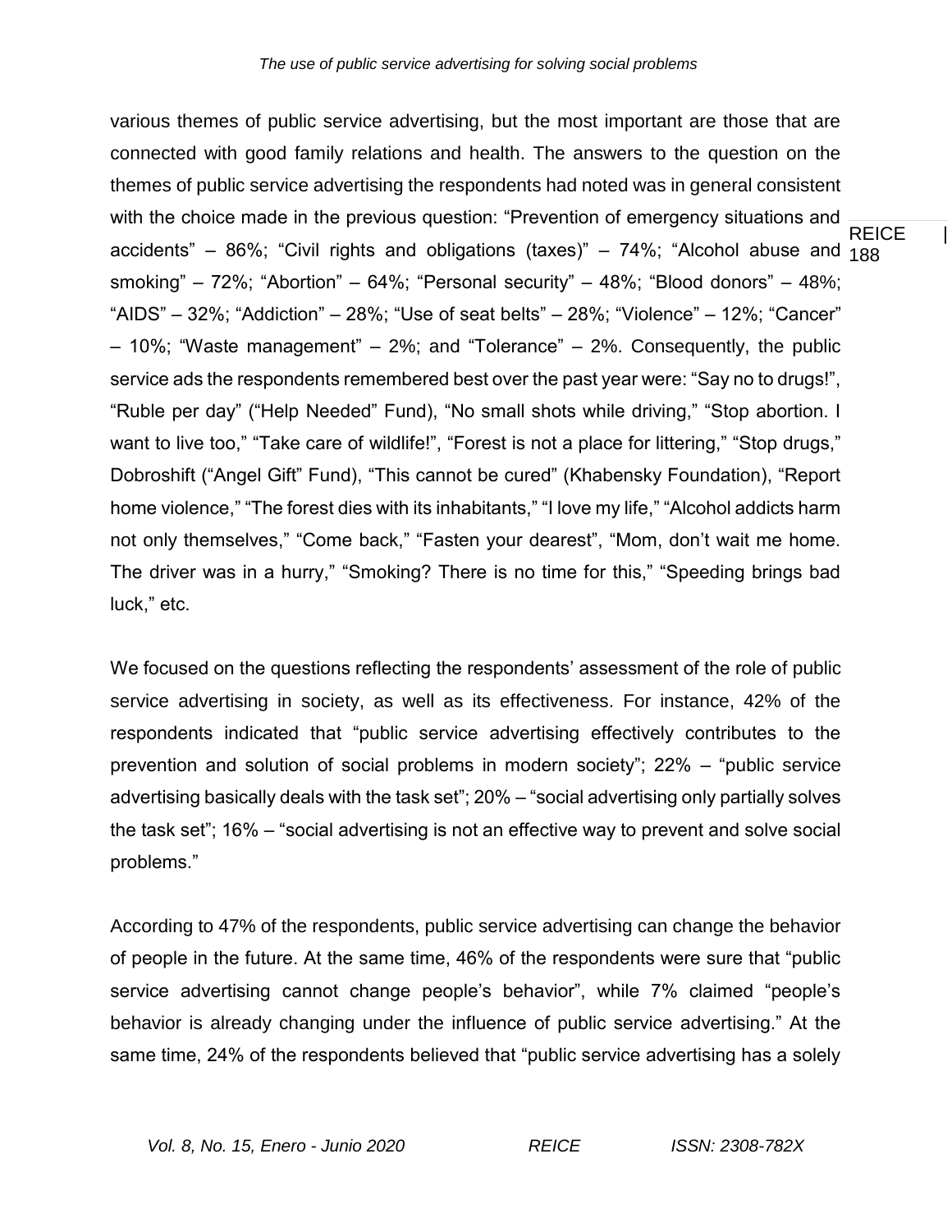various themes of public service advertising, but the most important are those that are connected with good family relations and health. The answers to the question on the themes of public service advertising the respondents had noted was in general consistent with the choice made in the previous question: "Prevention of emergency situations and accidents" – 86%; "Civil rights and obligations (taxes)" – 74%; "Alcohol abuse and smoking" – 72%; "Abortion" – 64%; "Personal security" – 48%; "Blood donors" – 48%; "AIDS" – 32%; "Addiction" – 28%; "Use of seat belts" – 28%; "Violence" – 12%; "Cancer" – 10%; "Waste management" – 2%; and "Tolerance" – 2%. Consequently, the public service ads the respondents remembered best over the past year were: "Say no to drugs!", "Ruble per day" ("Help Needed" Fund), "No small shots while driving," "Stop abortion. I want to live too," "Take care of wildlife!", "Forest is not a place for littering," "Stop drugs," Dobroshift ("Angel Gift" Fund), "This cannot be cured" (Khabensky Foundation), "Report home violence," "The forest dies with its inhabitants," "I love my life," "Alcohol addicts harm not only themselves," "Come back," "Fasten your dearest", "Mom, don't wait me home. The driver was in a hurry," "Smoking? There is no time for this," "Speeding brings bad luck," etc.

We focused on the questions reflecting the respondents' assessment of the role of public service advertising in society, as well as its effectiveness. For instance, 42% of the respondents indicated that "public service advertising effectively contributes to the prevention and solution of social problems in modern society"; 22% – "public service advertising basically deals with the task set"; 20% – "social advertising only partially solves the task set"; 16% – "social advertising is not an effective way to prevent and solve social problems."

According to 47% of the respondents, public service advertising can change the behavior of people in the future. At the same time, 46% of the respondents were sure that "public service advertising cannot change people's behavior", while 7% claimed "people's behavior is already changing under the influence of public service advertising." At the same time, 24% of the respondents believed that "public service advertising has a solely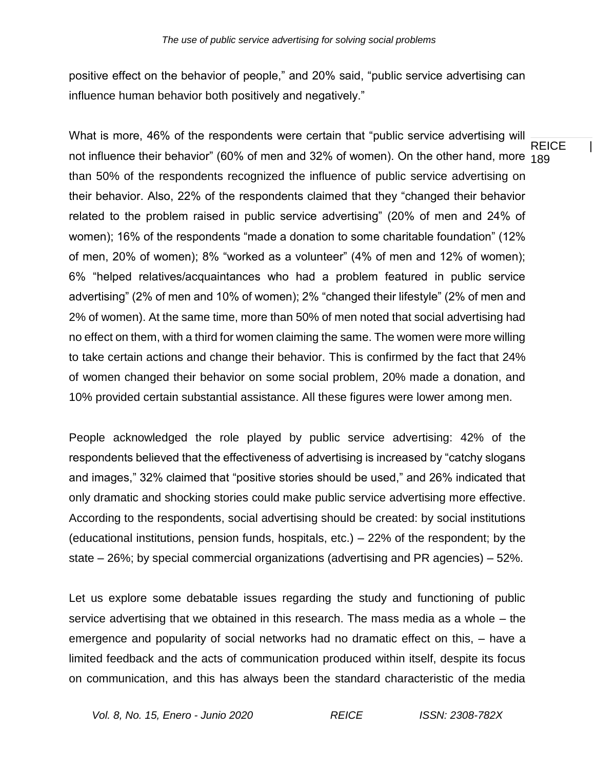positive effect on the behavior of people," and 20% said, "public service advertising can influence human behavior both positively and negatively."

What is more, 46% of the respondents were certain that "public service advertising will not influence their behavior" (60% of men and 32% of women). On the other hand, more than 50% of the respondents recognized the influence of public service advertising on their behavior. Also, 22% of the respondents claimed that they "changed their behavior related to the problem raised in public service advertising" (20% of men and 24% of women); 16% of the respondents "made a donation to some charitable foundation" (12% of men, 20% of women); 8% "worked as a volunteer" (4% of men and 12% of women); 6% "helped relatives/acquaintances who had a problem featured in public service advertising" (2% of men and 10% of women); 2% "changed their lifestyle" (2% of men and 2% of women). At the same time, more than 50% of men noted that social advertising had no effect on them, with a third for women claiming the same. The women were more willing to take certain actions and change their behavior. This is confirmed by the fact that 24% of women changed their behavior on some social problem, 20% made a donation, and 10% provided certain substantial assistance. All these figures were lower among men.

People acknowledged the role played by public service advertising: 42% of the respondents believed that the effectiveness of advertising is increased by "catchy slogans and images," 32% claimed that "positive stories should be used," and 26% indicated that only dramatic and shocking stories could make public service advertising more effective. According to the respondents, social advertising should be created: by social institutions (educational institutions, pension funds, hospitals, etc.) – 22% of the respondent; by the state – 26%; by special commercial organizations (advertising and PR agencies) – 52%.

Let us explore some debatable issues regarding the study and functioning of public service advertising that we obtained in this research. The mass media as a whole – the emergence and popularity of social networks had no dramatic effect on this, – have a limited feedback and the acts of communication produced within itself, despite its focus on communication, and this has always been the standard characteristic of the media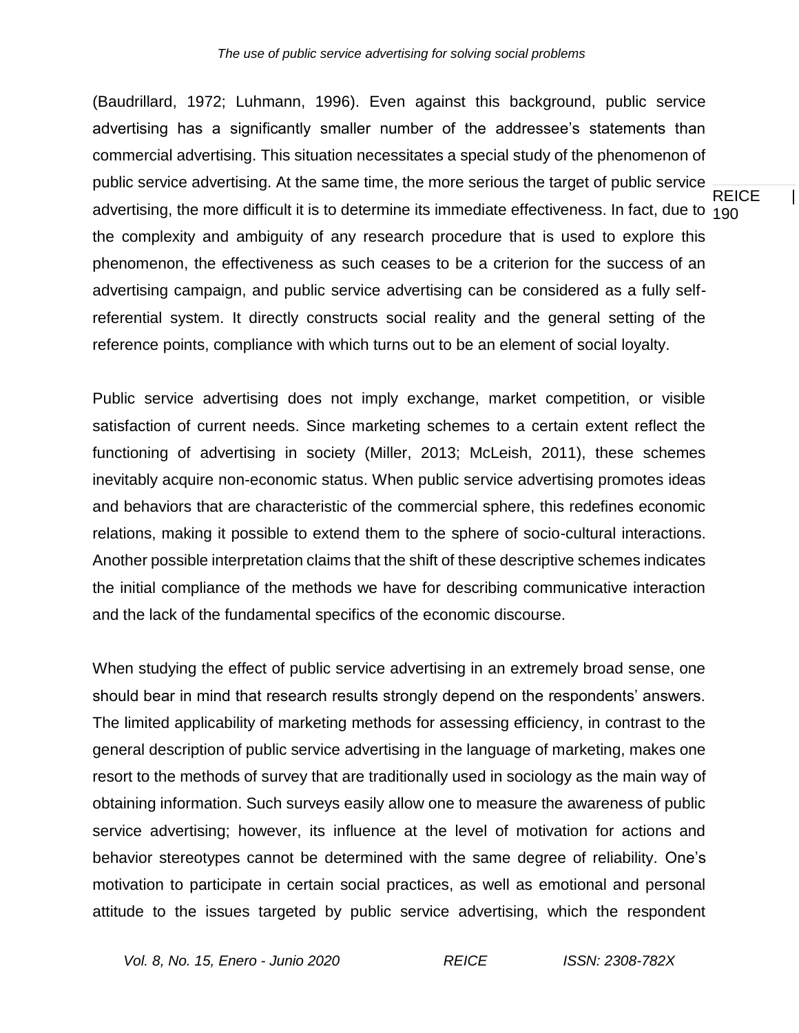(Baudrillard, 1972; Luhmann, 1996). Even against this background, public service advertising has a significantly smaller number of the addressee's statements than commercial advertising. This situation necessitates a special study of the phenomenon of public service advertising. At the same time, the more serious the target of public service advertising, the more difficult it is to determine its immediate effectiveness. In fact, due to the complexity and ambiguity of any research procedure that is used to explore this phenomenon, the effectiveness as such ceases to be a criterion for the success of an advertising campaign, and public service advertising can be considered as a fully self-referential system. It directly constructs social reality and the general setting of the reference points, compliance with which turns out to be an element of social loyalty.

Public service advertising does not imply exchange, market competition, or visible satisfaction of current needs. Since marketing schemes to a certain extent reflect the functioning of advertising in society (Miller, 2013; McLeish, 2011), these schemes inevitably acquire non-economic status. When public service advertising promotes ideas and behaviors that are characteristic of the commercial sphere, this redefines economic relations, making it possible to extend them to the sphere of socio-cultural interactions. Another possible interpretation claims that the shift of these descriptive schemes indicates the initial compliance of the methods we have for describing communicative interaction and the lack of the fundamental specifics of the economic discourse.

When studying the effect of public service advertising in an extremely broad sense, one should bear in mind that research results strongly depend on the respondents' answers. The limited applicability of marketing methods for assessing efficiency, in contrast to the general description of public service advertising in the language of marketing, makes one resort to the methods of survey that are traditionally used in sociology as the main way of obtaining information. Such surveys easily allow one to measure the awareness of public service advertising; however, its influence at the level of motivation for actions and behavior stereotypes cannot be determined with the same degree of reliability. One's motivation to participate in certain social practices, as well as emotional and personal attitude to the issues targeted by public service advertising, which the respondent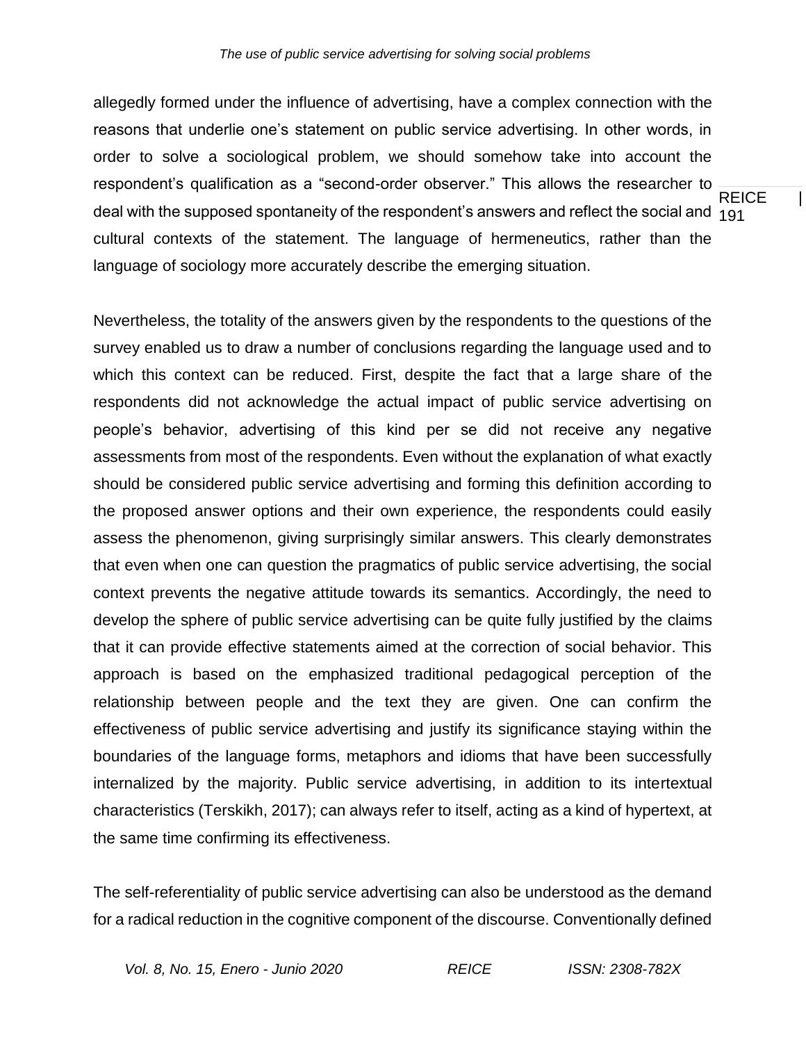allegedly formed under the influence of advertising, have a complex connection with the reasons that underlie one's statement on public service advertising. In other words, in order to solve a sociological problem, we should somehow take into account the respondent's qualification as a "second-order observer." This allows the researcher to deal with the supposed spontaneity of the respondent's answers and reflect the social and cultural contexts of the statement. The language of hermeneutics, rather than the language of sociology more accurately describe the emerging situation.

Nevertheless, the totality of the answers given by the respondents to the questions of the survey enabled us to draw a number of conclusions regarding the language used and to which this context can be reduced. First, despite the fact that a large share of the respondents did not acknowledge the actual impact of public service advertising on people's behavior, advertising of this kind per se did not receive any negative assessments from most of the respondents. Even without the explanation of what exactly should be considered public service advertising and forming this definition according to the proposed answer options and their own experience, the respondents could easily assess the phenomenon, giving surprisingly similar answers. This clearly demonstrates that even when one can question the pragmatics of public service advertising, the social context prevents the negative attitude towards its semantics. Accordingly, the need to develop the sphere of public service advertising can be quite fully justified by the claims that it can provide effective statements aimed at the correction of social behavior. This approach is based on the emphasized traditional pedagogical perception of the relationship between people and the text they are given. One can confirm the effectiveness of public service advertising and justify its significance staying within the boundaries of the language forms, metaphors and idioms that have been successfully internalized by the majority. Public service advertising, in addition to its intertextual characteristics (Terskikh, 2017); can always refer to itself, acting as a kind of hypertext, at the same time confirming its effectiveness.

The self-referentiality of public service advertising can also be understood as the demand for a radical reduction in the cognitive component of the discourse. Conventionally defined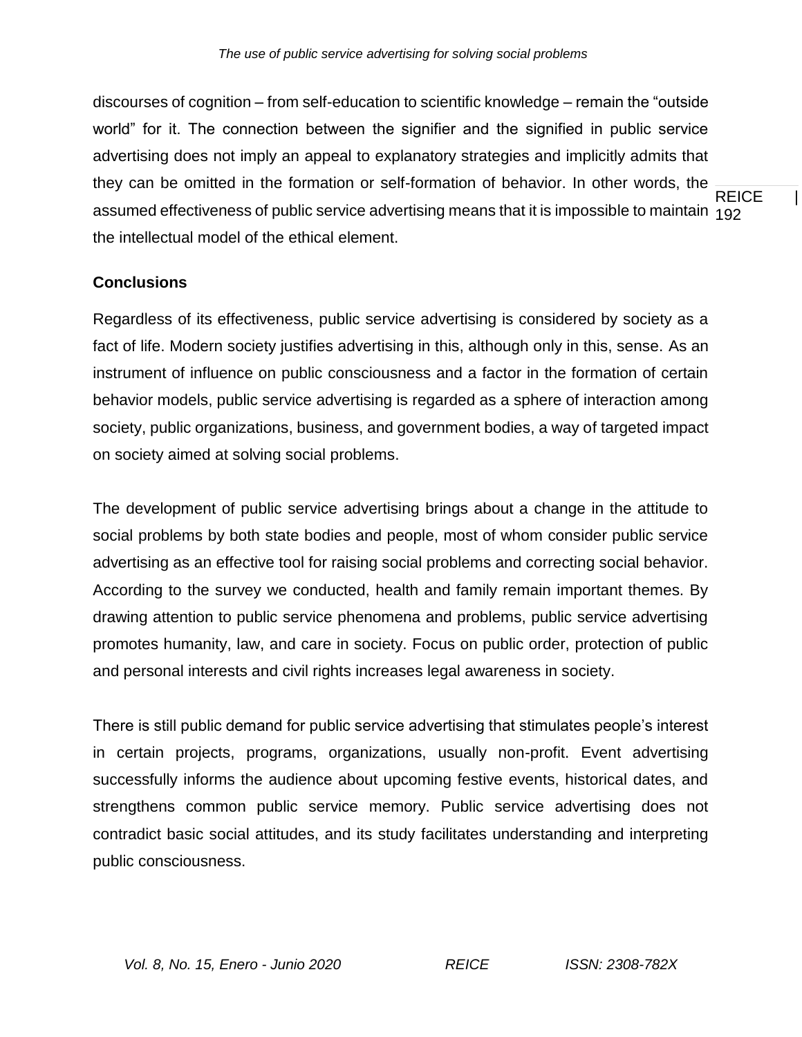discourses of cognition – from self-education to scientific knowledge – remain the "outside world" for it. The connection between the signifier and the signified in public service advertising does not imply an appeal to explanatory strategies and implicitly admits that they can be omitted in the formation or self-formation of behavior. In other words, the assumed effectiveness of public service advertising means that it is impossible to maintain the intellectual model of the ethical element.

## Conclusions

Regardless of its effectiveness, public service advertising is considered by society as a fact of life. Modern society justifies advertising in this, although only in this, sense. As an instrument of influence on public consciousness and a factor in the formation of certain behavior models, public service advertising is regarded as a sphere of interaction among society, public organizations, business, and government bodies, a way of targeted impact on society aimed at solving social problems.

The development of public service advertising brings about a change in the attitude to social problems by both state bodies and people, most of whom consider public service advertising as an effective tool for raising social problems and correcting social behavior. According to the survey we conducted, health and family remain important themes. By drawing attention to public service phenomena and problems, public service advertising promotes humanity, law, and care in society. Focus on public order, protection of public and personal interests and civil rights increases legal awareness in society.

There is still public demand for public service advertising that stimulates people's interest in certain projects, programs, organizations, usually non-profit. Event advertising successfully informs the audience about upcoming festive events, historical dates, and strengthens common public service memory. Public service advertising does not contradict basic social attitudes, and its study facilitates understanding and interpreting public consciousness.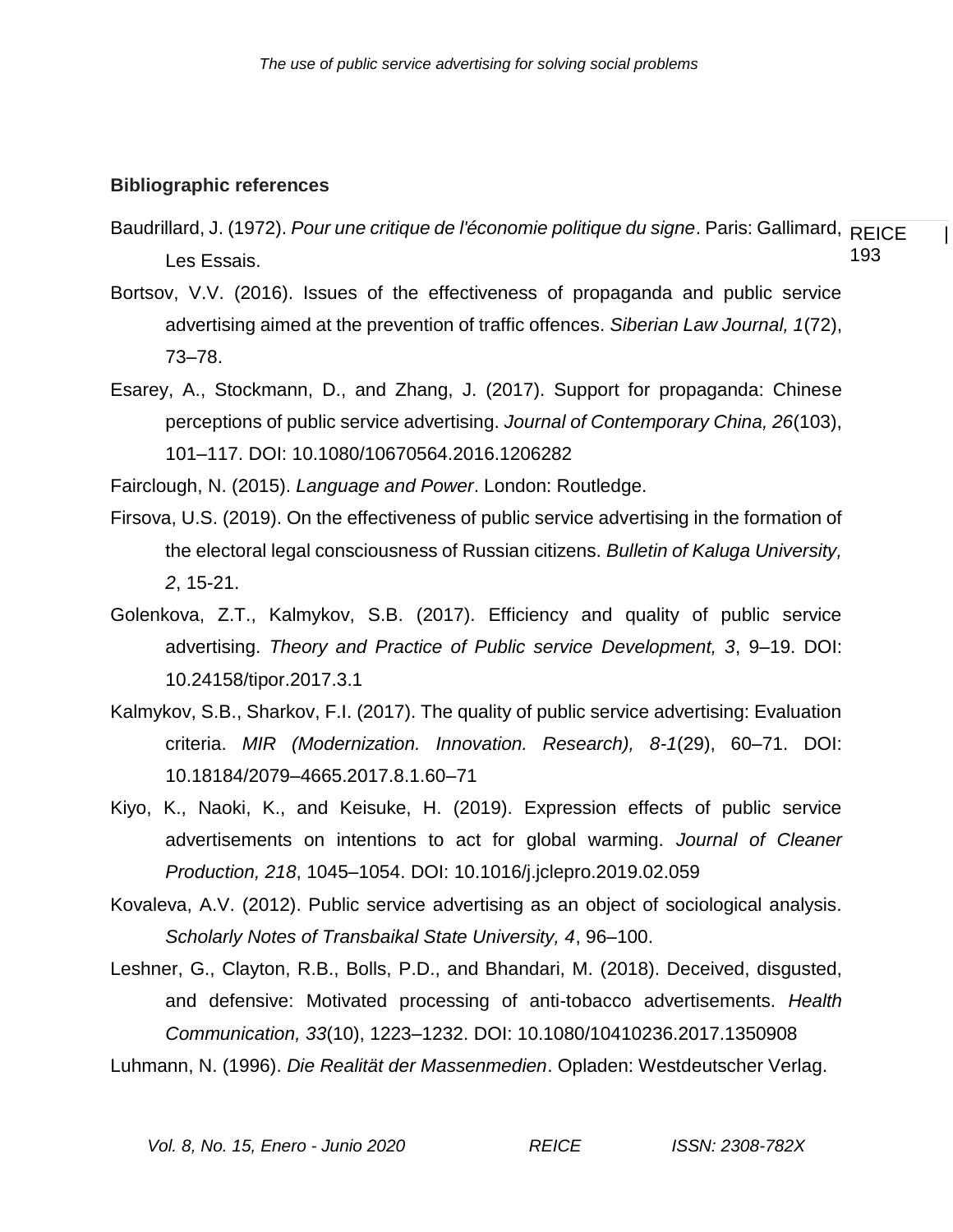**Bibliographic references**

Baudrillard, J. (1972). *Pour une critique de l'économie politique du signe*. Paris: Gallimard, Les Essais.

Bortsov, V.V. (2016). Issues of the effectiveness of propaganda and public service advertising aimed at the prevention of traffic offences. *Siberian Law Journal, 1*(72), 73–78.

Esarey, A., Stockmann, D., and Zhang, J. (2017). Support for propaganda: Chinese perceptions of public service advertising. *Journal of Contemporary China, 26*(103), 101–117. DOI: 10.1080/10670564.2016.1206282

Fairclough, N. (2015). *Language and Power*. London: Routledge.

Firsova, U.S. (2019). On the effectiveness of public service advertising in the formation of the electoral legal consciousness of Russian citizens. *Bulletin of Kaluga University, 2*, 15-21.

Golenkova, Z.T., Kalmykov, S.B. (2017). Efficiency and quality of public service advertising. *Theory and Practice of Public service Development, 3*, 9–19. DOI: 10.24158/tipor.2017.3.1

Kalmykov, S.B., Sharkov, F.I. (2017). The quality of public service advertising: Evaluation criteria. *MIR (Modernization. Innovation. Research), 8-1*(29), 60–71. DOI: 10.18184/2079–4665.2017.8.1.60–71

Kiyo, K., Naoki, K., and Keisuke, H. (2019). Expression effects of public service advertisements on intentions to act for global warming. *Journal of Cleaner Production, 218*, 1045–1054. DOI: 10.1016/j.jclepro.2019.02.059

Kovaleva, A.V. (2012). Public service advertising as an object of sociological analysis. *Scholarly Notes of Transbaikal State University, 4*, 96–100.

Leshner, G., Clayton, R.B., Bolls, P.D., and Bhandari, M. (2018). Deceived, disgusted, and defensive: Motivated processing of anti-tobacco advertisements. *Health Communication, 33*(10), 1223–1232. DOI: 10.1080/10410236.2017.1350908

Luhmann, N. (1996). *Die Realität der Massenmedien*. Opladen: Westdeutscher Verlag.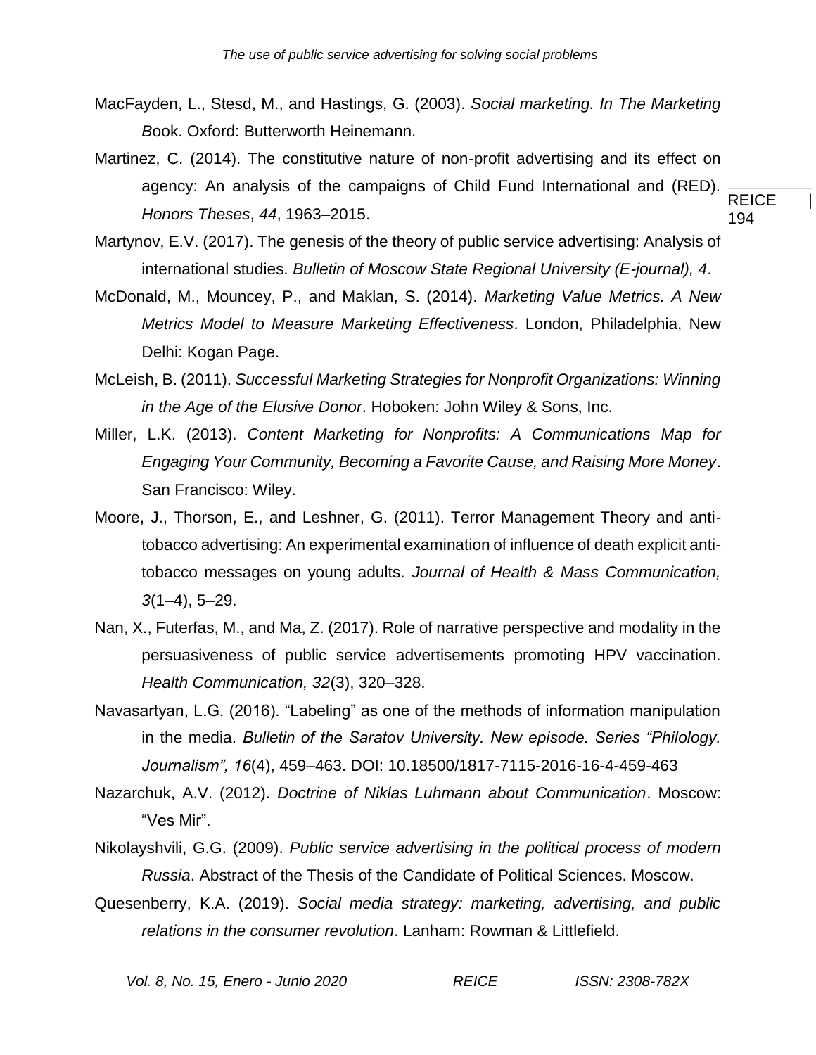MacFayden, L., Stesd, M., and Hastings, G. (2003). *Social marketing. In The Marketing Book*. Oxford: Butterworth Heinemann.

Martinez, C. (2014). The constitutive nature of non-profit advertising and its effect on agency: An analysis of the campaigns of Child Fund International and (RED). *Honors Theses*, *44*, 1963–2015.

Martynov, E.V. (2017). The genesis of the theory of public service advertising: Analysis of international studies. *Bulletin of Moscow State Regional University (E-journal), 4*.

McDonald, M., Mouncey, P., and Maklan, S. (2014). *Marketing Value Metrics. A New Metrics Model to Measure Marketing Effectiveness*. London, Philadelphia, New Delhi: Kogan Page.

McLeish, B. (2011). *Successful Marketing Strategies for Nonprofit Organizations: Winning in the Age of the Elusive Donor*. Hoboken: John Wiley & Sons, Inc.

Miller, L.K. (2013). *Content Marketing for Nonprofits: A Communications Map for Engaging Your Community, Becoming a Favorite Cause, and Raising More Money*. San Francisco: Wiley.

Moore, J., Thorson, E., and Leshner, G. (2011). Terror Management Theory and anti-tobacco advertising: An experimental examination of influence of death explicit anti-tobacco messages on young adults. *Journal of Health & Mass Communication, 3*(1–4), 5–29.

Nan, X., Futerfas, M., and Ma, Z. (2017). Role of narrative perspective and modality in the persuasiveness of public service advertisements promoting HPV vaccination. *Health Communication, 32*(3), 320–328.

Navasartyan, L.G. (2016). "Labeling" as one of the methods of information manipulation in the media. *Bulletin of the Saratov University. New episode. Series "Philology. Journalism", 16*(4), 459–463. DOI: 10.18500/1817-7115-2016-16-4-459-463

Nazarchuk, A.V. (2012). *Doctrine of Niklas Luhmann about Communication*. Moscow: "Ves Mir".

Nikolayshvili, G.G. (2009). *Public service advertising in the political process of modern Russia*. Abstract of the Thesis of the Candidate of Political Sciences. Moscow.

Quesenberry, K.A. (2019). *Social media strategy: marketing, advertising, and public relations in the consumer revolution*. Lanham: Rowman & Littlefield.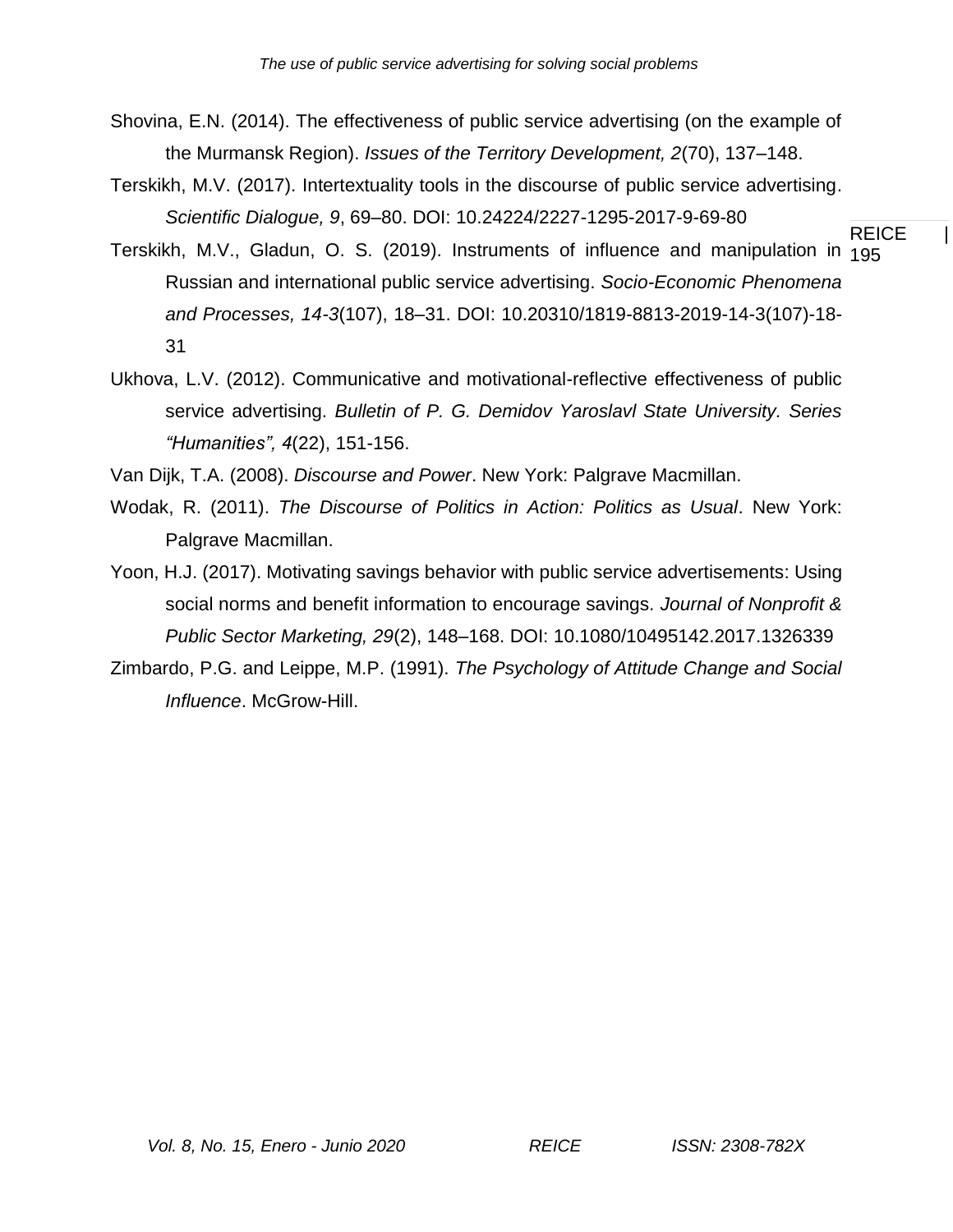Shovina, E.N. (2014). The effectiveness of public service advertising (on the example of the Murmansk Region). *Issues of the Territory Development, 2*(70), 137–148.

Terskikh, M.V. (2017). Intertextuality tools in the discourse of public service advertising. *Scientific Dialogue, 9*, 69–80. DOI: 10.24224/2227-1295-2017-9-69-80

Terskikh, M.V., Gladun, O. S. (2019). Instruments of influence and manipulation in Russian and international public service advertising. *Socio-Economic Phenomena and Processes, 14-3*(107), 18–31. DOI: 10.20310/1819-8813-2019-14-3(107)-18-31

Ukhova, L.V. (2012). Communicative and motivational-reflective effectiveness of public service advertising. *Bulletin of P. G. Demidov Yaroslavl State University. Series "Humanities", 4*(22), 151-156.

Van Dijk, T.A. (2008). *Discourse and Power*. New York: Palgrave Macmillan.

Wodak, R. (2011). *The Discourse of Politics in Action: Politics as Usual*. New York: Palgrave Macmillan.

Yoon, H.J. (2017). Motivating savings behavior with public service advertisements: Using social norms and benefit information to encourage savings. *Journal of Nonprofit & Public Sector Marketing, 29*(2), 148–168. DOI: 10.1080/10495142.2017.1326339

Zimbardo, P.G. and Leippe, M.P. (1991). *The Psychology of Attitude Change and Social Influence*. McGrow-Hill.